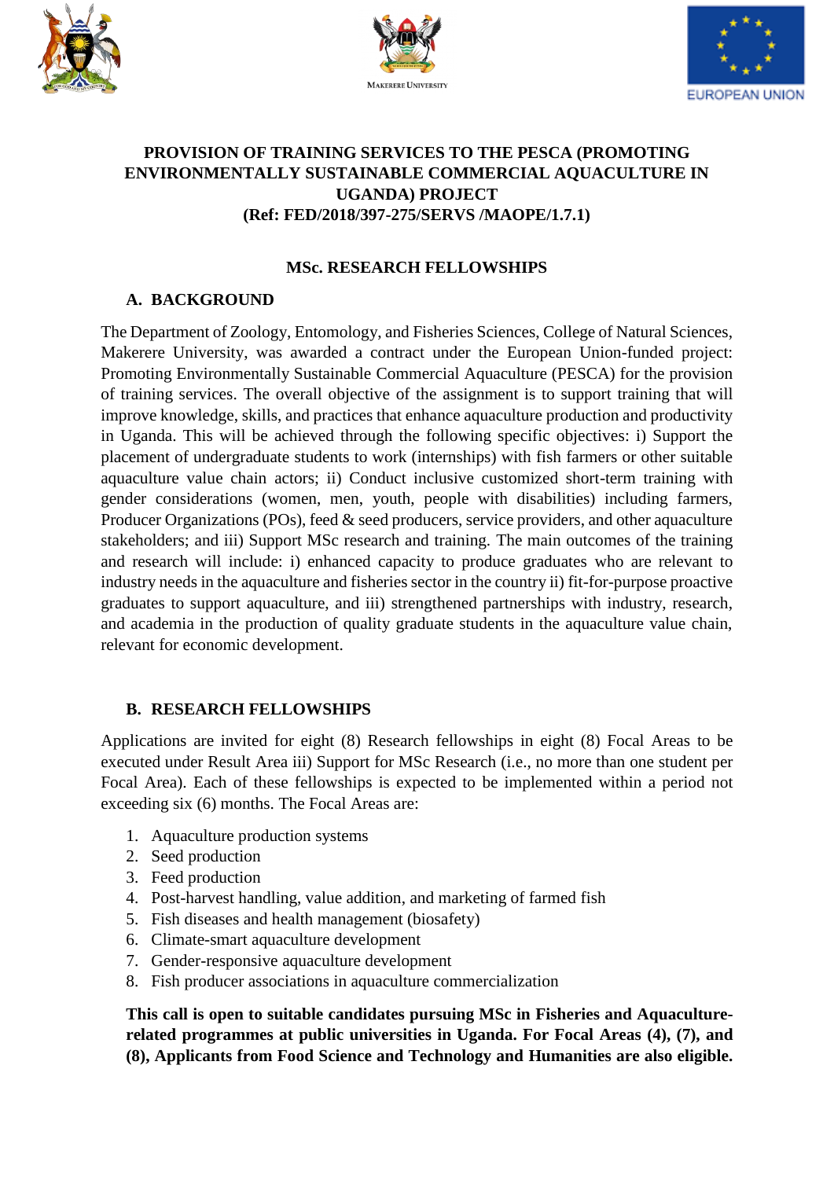Makerere University

EUROPEAN UNION

# PROVISION OF TRAINING SERVICES TO THE PESCA (PROMOTING ENVIRONMENTALLY SUSTAINABLE COMMERCIAL AQUACULTURE IN UGANDA) PROJECT (Ref: FED/2018/397-275/SERVS /MAOPE/1.7.1)

## MSc. RESEARCH FELLOWSHIPS

### A. BACKGROUND

The Department of Zoology, Entomology, and Fisheries Sciences, College of Natural Sciences, Makerere University, was awarded a contract under the European Union-funded project: Promoting Environmentally Sustainable Commercial Aquaculture (PESCA) for the provision of training services. The overall objective of the assignment is to support training that will improve knowledge, skills, and practices that enhance aquaculture production and productivity in Uganda. This will be achieved through the following specific objectives: i) Support the placement of undergraduate students to work (internships) with fish farmers or other suitable aquaculture value chain actors; ii) Conduct inclusive customized short-term training with gender considerations (women, men, youth, people with disabilities) including farmers, Producer Organizations (POs), feed & seed producers, service providers, and other aquaculture stakeholders; and iii) Support MSc research and training. The main outcomes of the training and research will include: i) enhanced capacity to produce graduates who are relevant to industry needs in the aquaculture and fisheries sector in the country ii) fit-for-purpose proactive graduates to support aquaculture, and iii) strengthened partnerships with industry, research, and academia in the production of quality graduate students in the aquaculture value chain, relevant for economic development.

### B. RESEARCH FELLOWSHIPS

Applications are invited for eight (8) Research fellowships in eight (8) Focal Areas to be executed under Result Area iii) Support for MSc Research (i.e., no more than one student per Focal Area). Each of these fellowships is expected to be implemented within a period not exceeding six (6) months. The Focal Areas are:

1. Aquaculture production systems
2. Seed production
3. Feed production
4. Post-harvest handling, value addition, and marketing of farmed fish
5. Fish diseases and health management (biosafety)
6. Climate-smart aquaculture development
7. Gender-responsive aquaculture development
8. Fish producer associations in aquaculture commercialization

**This call is open to suitable candidates pursuing MSc in Fisheries and Aquaculture-related programmes at public universities in Uganda. For Focal Areas (4), (7), and (8), Applicants from Food Science and Technology and Humanities are also eligible.**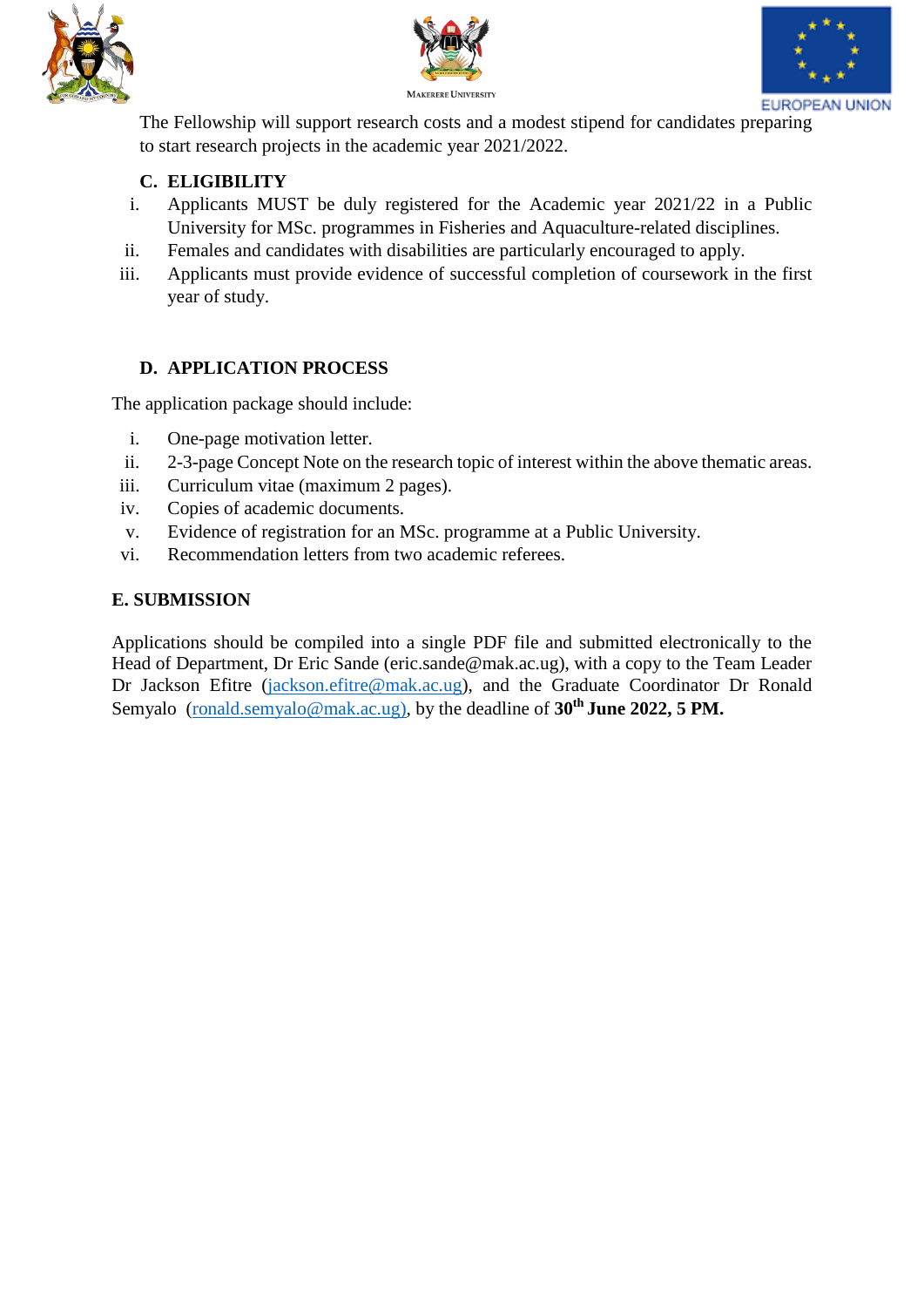The Fellowship will support research costs and a modest stipend for candidates preparing to start research projects in the academic year 2021/2022.

## C. ELIGIBILITY

i. Applicants MUST be duly registered for the Academic year 2021/22 in a Public University for MSc. programmes in Fisheries and Aquaculture-related disciplines.
ii. Females and candidates with disabilities are particularly encouraged to apply.
iii. Applicants must provide evidence of successful completion of coursework in the first year of study.

## D. APPLICATION PROCESS

The application package should include:

i. One-page motivation letter.
ii. 2-3-page Concept Note on the research topic of interest within the above thematic areas.
iii. Curriculum vitae (maximum 2 pages).
iv. Copies of academic documents.
v. Evidence of registration for an MSc. programme at a Public University.
vi. Recommendation letters from two academic referees.

## E. SUBMISSION

Applications should be compiled into a single PDF file and submitted electronically to the Head of Department, Dr Eric Sande (eric.sande@mak.ac.ug), with a copy to the Team Leader Dr Jackson Efitre (jackson.efitre@mak.ac.ug), and the Graduate Coordinator Dr Ronald Semyalo (ronald.semyalo@mak.ac.ug), by the deadline of **30th June 2022, 5 PM.**